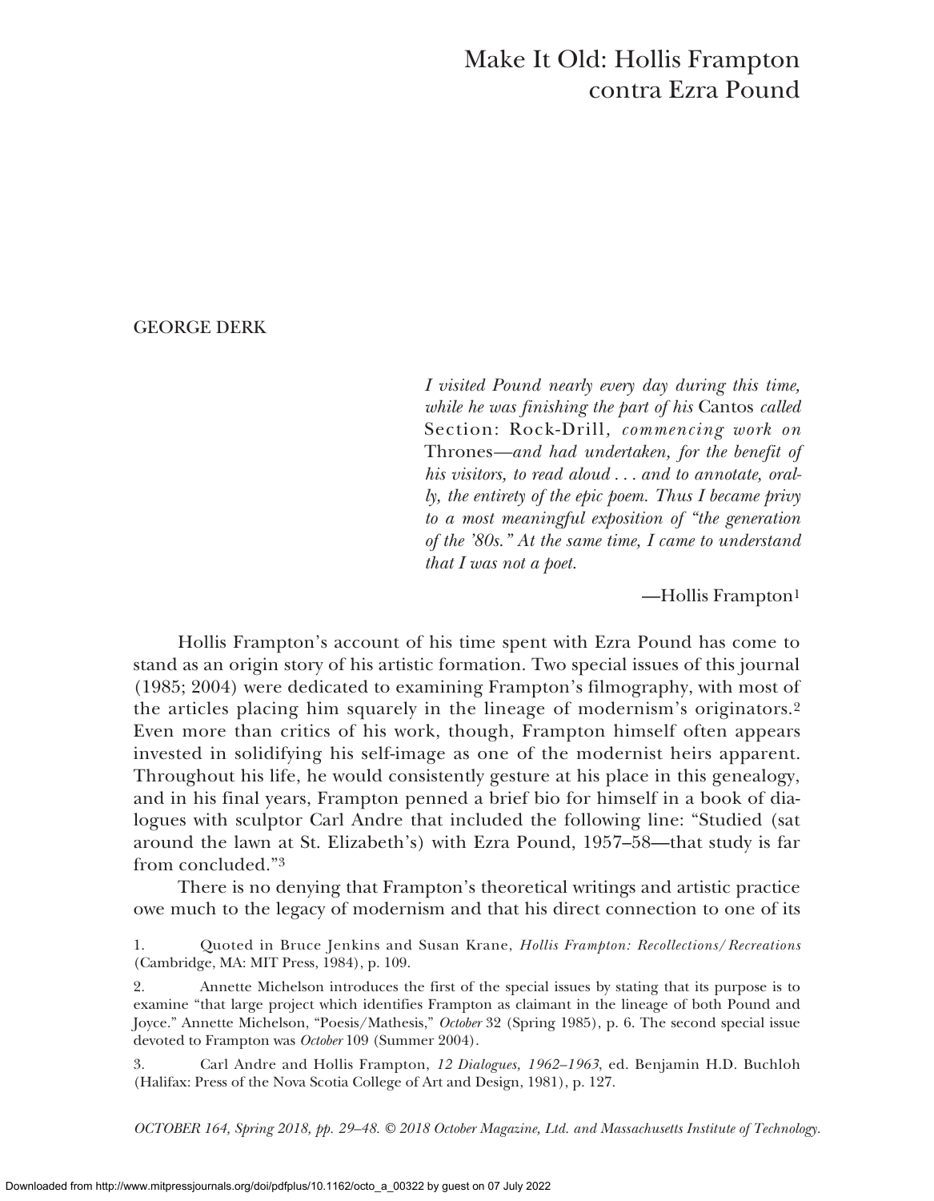# Make It Old: Hollis Frampton contra Ezra Pound

GEORGE DERK

> *I visited Pound nearly every day during this time, while he was finishing the part of his* Cantos *called* Section: Rock-Drill*, commencing work on* Thrones*—and had undertaken, for the benefit of his visitors, to read aloud . . . and to annotate, orally, the entirety of the epic poem. Thus I became privy to a most meaningful exposition of "the generation of the '80s." At the same time, I came to understand that I was not a poet.*
>
> —Hollis Frampton[1]

Hollis Frampton's account of his time spent with Ezra Pound has come to stand as an origin story of his artistic formation. Two special issues of this journal (1985; 2004) were dedicated to examining Frampton's filmography, with most of the articles placing him squarely in the lineage of modernism's originators.[2] Even more than critics of his work, though, Frampton himself often appears invested in solidifying his self-image as one of the modernist heirs apparent. Throughout his life, he would consistently gesture at his place in this genealogy, and in his final years, Frampton penned a brief bio for himself in a book of dialogues with sculptor Carl Andre that included the following line: "Studied (sat around the lawn at St. Elizabeth's) with Ezra Pound, 1957–58—that study is far from concluded."[3]

There is no denying that Frampton's theoretical writings and artistic practice owe much to the legacy of modernism and that his direct connection to one of its

1. Quoted in Bruce Jenkins and Susan Krane, *Hollis Frampton: Recollections/Recreations* (Cambridge, MA: MIT Press, 1984), p. 109.

2. Annette Michelson introduces the first of the special issues by stating that its purpose is to examine "that large project which identifies Frampton as claimant in the lineage of both Pound and Joyce." Annette Michelson, "Poesis/Mathesis," *October* 32 (Spring 1985), p. 6. The second special issue devoted to Frampton was *October* 109 (Summer 2004).

3. Carl Andre and Hollis Frampton, *12 Dialogues, 1962–1963*, ed. Benjamin H.D. Buchloh (Halifax: Press of the Nova Scotia College of Art and Design, 1981), p. 127.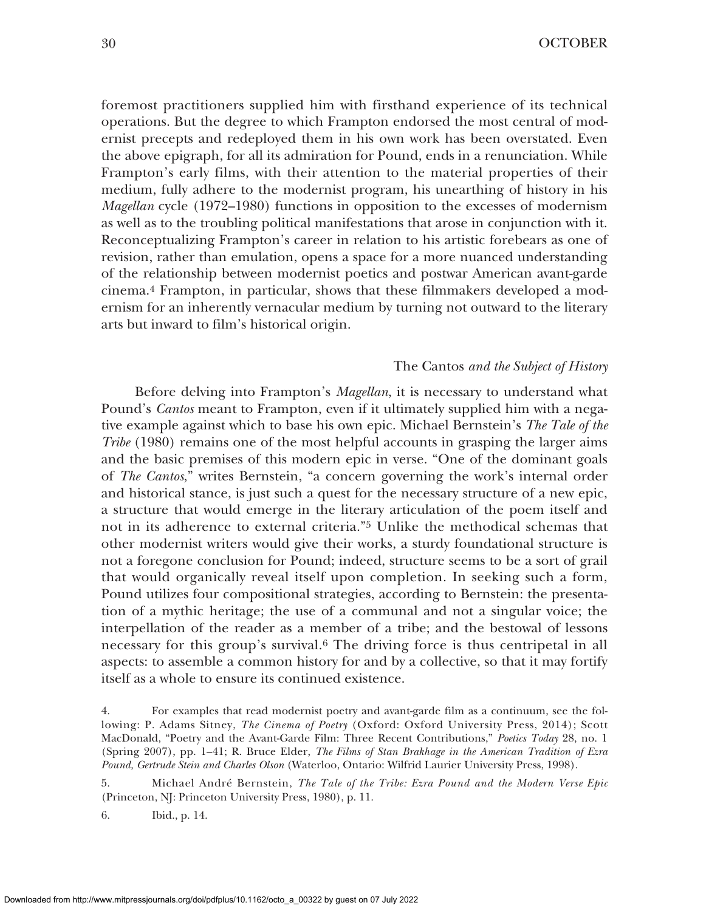foremost practitioners supplied him with firsthand experience of its technical operations. But the degree to which Frampton endorsed the most central of modernist precepts and redeployed them in his own work has been overstated. Even the above epigraph, for all its admiration for Pound, ends in a renunciation. While Frampton's early films, with their attention to the material properties of their medium, fully adhere to the modernist program, his unearthing of history in his *Magellan* cycle (1972–1980) functions in opposition to the excesses of modernism as well as to the troubling political manifestations that arose in conjunction with it. Reconceptualizing Frampton's career in relation to his artistic forebears as one of revision, rather than emulation, opens a space for a more nuanced understanding of the relationship between modernist poetics and postwar American avant-garde cinema.[4] Frampton, in particular, shows that these filmmakers developed a modernism for an inherently vernacular medium by turning not outward to the literary arts but inward to film's historical origin.

## The Cantos *and the Subject of History*

Before delving into Frampton's *Magellan*, it is necessary to understand what Pound's *Cantos* meant to Frampton, even if it ultimately supplied him with a negative example against which to base his own epic. Michael Bernstein's *The Tale of the Tribe* (1980) remains one of the most helpful accounts in grasping the larger aims and the basic premises of this modern epic in verse. "One of the dominant goals of *The Cantos*," writes Bernstein, "a concern governing the work's internal order and historical stance, is just such a quest for the necessary structure of a new epic, a structure that would emerge in the literary articulation of the poem itself and not in its adherence to external criteria."[5] Unlike the methodical schemas that other modernist writers would give their works, a sturdy foundational structure is not a foregone conclusion for Pound; indeed, structure seems to be a sort of grail that would organically reveal itself upon completion. In seeking such a form, Pound utilizes four compositional strategies, according to Bernstein: the presentation of a mythic heritage; the use of a communal and not a singular voice; the interpellation of the reader as a member of a tribe; and the bestowal of lessons necessary for this group's survival.[6] The driving force is thus centripetal in all aspects: to assemble a common history for and by a collective, so that it may fortify itself as a whole to ensure its continued existence.

4. For examples that read modernist poetry and avant-garde film as a continuum, see the following: P. Adams Sitney, *The Cinema of Poetry* (Oxford: Oxford University Press, 2014); Scott MacDonald, "Poetry and the Avant-Garde Film: Three Recent Contributions," *Poetics Today* 28, no. 1 (Spring 2007), pp. 1–41; R. Bruce Elder, *The Films of Stan Brakhage in the American Tradition of Ezra Pound, Gertrude Stein and Charles Olson* (Waterloo, Ontario: Wilfrid Laurier University Press, 1998).

5. Michael André Bernstein, *The Tale of the Tribe: Ezra Pound and the Modern Verse Epic* (Princeton, NJ: Princeton University Press, 1980), p. 11.

6. Ibid., p. 14.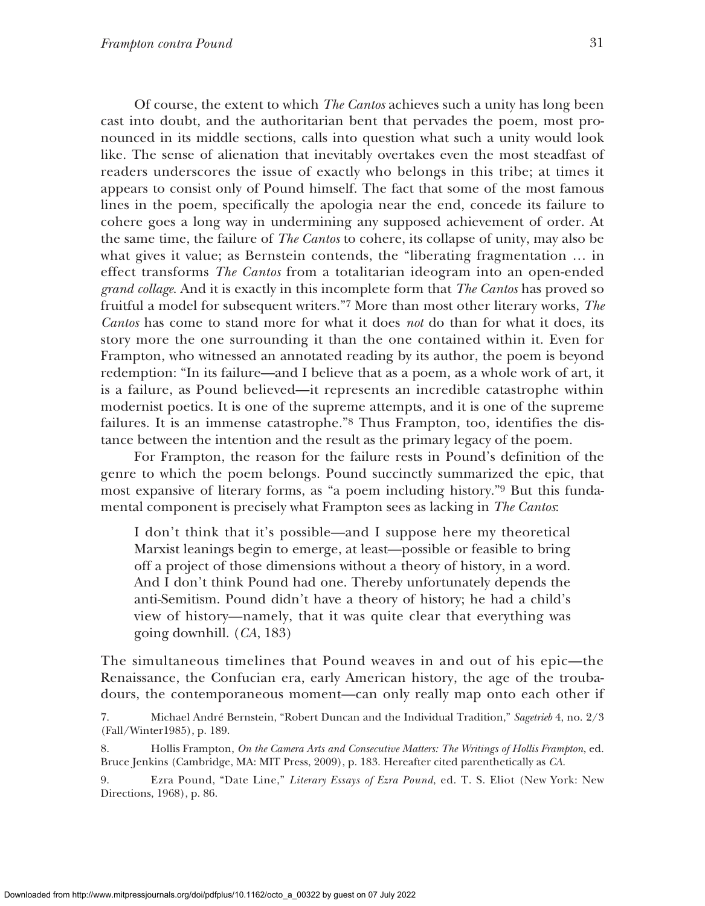Of course, the extent to which *The Cantos* achieves such a unity has long been cast into doubt, and the authoritarian bent that pervades the poem, most pronounced in its middle sections, calls into question what such a unity would look like. The sense of alienation that inevitably overtakes even the most steadfast of readers underscores the issue of exactly who belongs in this tribe; at times it appears to consist only of Pound himself. The fact that some of the most famous lines in the poem, specifically the apologia near the end, concede its failure to cohere goes a long way in undermining any supposed achievement of order. At the same time, the failure of *The Cantos* to cohere, its collapse of unity, may also be what gives it value; as Bernstein contends, the "liberating fragmentation … in effect transforms *The Cantos* from a totalitarian ideogram into an open-ended *grand collage*. And it is exactly in this incomplete form that *The Cantos* has proved so fruitful a model for subsequent writers."[7] More than most other literary works, *The Cantos* has come to stand more for what it does *not* do than for what it does, its story more the one surrounding it than the one contained within it. Even for Frampton, who witnessed an annotated reading by its author, the poem is beyond redemption: "In its failure—and I believe that as a poem, as a whole work of art, it is a failure, as Pound believed—it represents an incredible catastrophe within modernist poetics. It is one of the supreme attempts, and it is one of the supreme failures. It is an immense catastrophe."[8] Thus Frampton, too, identifies the distance between the intention and the result as the primary legacy of the poem.

For Frampton, the reason for the failure rests in Pound's definition of the genre to which the poem belongs. Pound succinctly summarized the epic, that most expansive of literary forms, as "a poem including history."[9] But this fundamental component is precisely what Frampton sees as lacking in *The Cantos*:

> I don't think that it's possible—and I suppose here my theoretical Marxist leanings begin to emerge, at least—possible or feasible to bring off a project of those dimensions without a theory of history, in a word. And I don't think Pound had one. Thereby unfortunately depends the anti-Semitism. Pound didn't have a theory of history; he had a child's view of history—namely, that it was quite clear that everything was going downhill. (*CA*, 183)

The simultaneous timelines that Pound weaves in and out of his epic—the Renaissance, the Confucian era, early American history, the age of the troubadours, the contemporaneous moment—can only really map onto each other if

7. Michael André Bernstein, "Robert Duncan and the Individual Tradition," *Sagetrieb* 4, no. 2/3 (Fall/Winter1985), p. 189.

8. Hollis Frampton, *On the Camera Arts and Consecutive Matters: The Writings of Hollis Frampton*, ed. Bruce Jenkins (Cambridge, MA: MIT Press, 2009), p. 183. Hereafter cited parenthetically as *CA*.

9. Ezra Pound, "Date Line," *Literary Essays of Ezra Pound*, ed. T. S. Eliot (New York: New Directions, 1968), p. 86.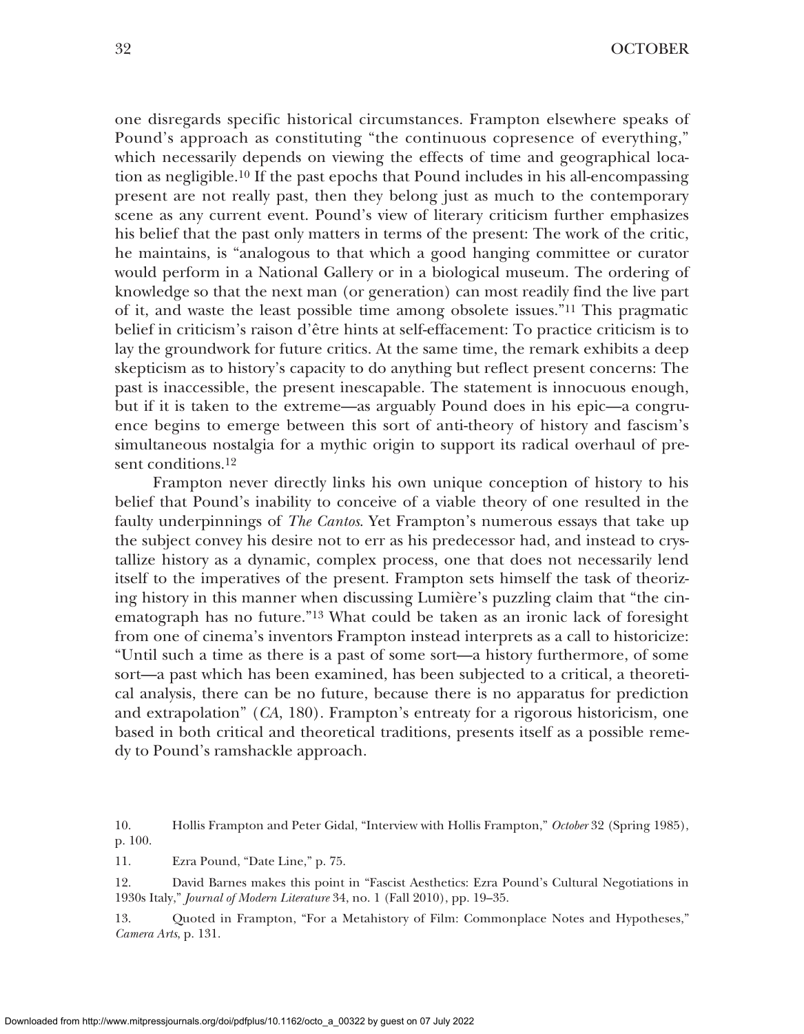one disregards specific historical circumstances. Frampton elsewhere speaks of Pound's approach as constituting "the continuous copresence of everything," which necessarily depends on viewing the effects of time and geographical location as negligible.[10] If the past epochs that Pound includes in his all-encompassing present are not really past, then they belong just as much to the contemporary scene as any current event. Pound's view of literary criticism further emphasizes his belief that the past only matters in terms of the present: The work of the critic, he maintains, is "analogous to that which a good hanging committee or curator would perform in a National Gallery or in a biological museum. The ordering of knowledge so that the next man (or generation) can most readily find the live part of it, and waste the least possible time among obsolete issues."[11] This pragmatic belief in criticism's raison d'être hints at self-effacement: To practice criticism is to lay the groundwork for future critics. At the same time, the remark exhibits a deep skepticism as to history's capacity to do anything but reflect present concerns: The past is inaccessible, the present inescapable. The statement is innocuous enough, but if it is taken to the extreme—as arguably Pound does in his epic—a congruence begins to emerge between this sort of anti-theory of history and fascism's simultaneous nostalgia for a mythic origin to support its radical overhaul of present conditions.[12]

Frampton never directly links his own unique conception of history to his belief that Pound's inability to conceive of a viable theory of one resulted in the faulty underpinnings of *The Cantos*. Yet Frampton's numerous essays that take up the subject convey his desire not to err as his predecessor had, and instead to crystallize history as a dynamic, complex process, one that does not necessarily lend itself to the imperatives of the present. Frampton sets himself the task of theorizing history in this manner when discussing Lumière's puzzling claim that "the cinematograph has no future."[13] What could be taken as an ironic lack of foresight from one of cinema's inventors Frampton instead interprets as a call to historicize: "Until such a time as there is a past of some sort—a history furthermore, of some sort—a past which has been examined, has been subjected to a critical, a theoretical analysis, there can be no future, because there is no apparatus for prediction and extrapolation" (*CA*, 180). Frampton's entreaty for a rigorous historicism, one based in both critical and theoretical traditions, presents itself as a possible remedy to Pound's ramshackle approach.

10. Hollis Frampton and Peter Gidal, "Interview with Hollis Frampton," *October* 32 (Spring 1985), p. 100.

11. Ezra Pound, "Date Line," p. 75.

12. David Barnes makes this point in "Fascist Aesthetics: Ezra Pound's Cultural Negotiations in 1930s Italy," *Journal of Modern Literature* 34, no. 1 (Fall 2010), pp. 19–35.

13. Quoted in Frampton, "For a Metahistory of Film: Commonplace Notes and Hypotheses," *Camera Arts*, p. 131.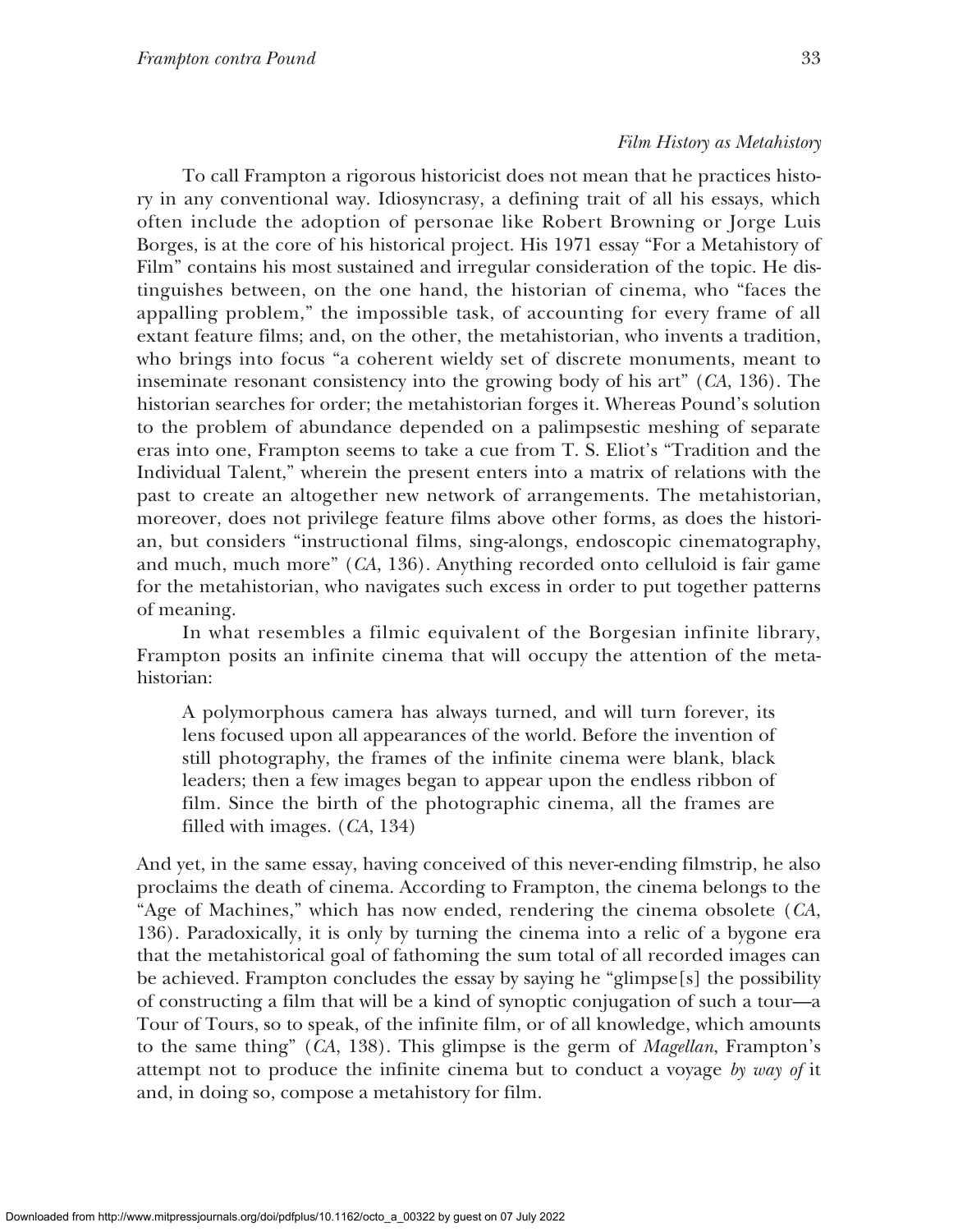### *Film History as Metahistory*

To call Frampton a rigorous historicist does not mean that he practices history in any conventional way. Idiosyncrasy, a defining trait of all his essays, which often include the adoption of personae like Robert Browning or Jorge Luis Borges, is at the core of his historical project. His 1971 essay "For a Metahistory of Film" contains his most sustained and irregular consideration of the topic. He distinguishes between, on the one hand, the historian of cinema, who "faces the appalling problem," the impossible task, of accounting for every frame of all extant feature films; and, on the other, the metahistorian, who invents a tradition, who brings into focus "a coherent wieldy set of discrete monuments, meant to inseminate resonant consistency into the growing body of his art" (*CA*, 136). The historian searches for order; the metahistorian forges it. Whereas Pound's solution to the problem of abundance depended on a palimpsestic meshing of separate eras into one, Frampton seems to take a cue from T. S. Eliot's "Tradition and the Individual Talent," wherein the present enters into a matrix of relations with the past to create an altogether new network of arrangements. The metahistorian, moreover, does not privilege feature films above other forms, as does the historian, but considers "instructional films, sing-alongs, endoscopic cinematography, and much, much more" (*CA*, 136). Anything recorded onto celluloid is fair game for the metahistorian, who navigates such excess in order to put together patterns of meaning.

In what resembles a filmic equivalent of the Borgesian infinite library, Frampton posits an infinite cinema that will occupy the attention of the metahistorian:

> A polymorphous camera has always turned, and will turn forever, its lens focused upon all appearances of the world. Before the invention of still photography, the frames of the infinite cinema were blank, black leaders; then a few images began to appear upon the endless ribbon of film. Since the birth of the photographic cinema, all the frames are filled with images. (*CA*, 134)

And yet, in the same essay, having conceived of this never-ending filmstrip, he also proclaims the death of cinema. According to Frampton, the cinema belongs to the "Age of Machines," which has now ended, rendering the cinema obsolete (*CA*, 136). Paradoxically, it is only by turning the cinema into a relic of a bygone era that the metahistorical goal of fathoming the sum total of all recorded images can be achieved. Frampton concludes the essay by saying he "glimpse[s] the possibility of constructing a film that will be a kind of synoptic conjugation of such a tour—a Tour of Tours, so to speak, of the infinite film, or of all knowledge, which amounts to the same thing" (*CA*, 138). This glimpse is the germ of *Magellan*, Frampton's attempt not to produce the infinite cinema but to conduct a voyage *by way of* it and, in doing so, compose a metahistory for film.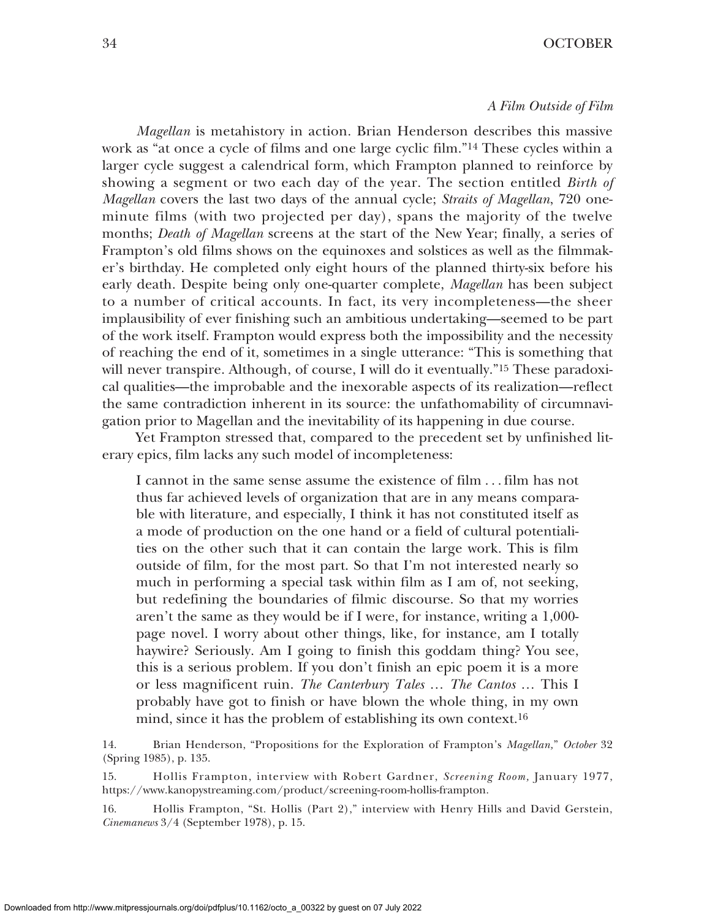### *A Film Outside of Film*

*Magellan* is metahistory in action. Brian Henderson describes this massive work as "at once a cycle of films and one large cyclic film."[14] These cycles within a larger cycle suggest a calendrical form, which Frampton planned to reinforce by showing a segment or two each day of the year. The section entitled *Birth of Magellan* covers the last two days of the annual cycle; *Straits of Magellan*, 720 one-minute films (with two projected per day), spans the majority of the twelve months; *Death of Magellan* screens at the start of the New Year; finally, a series of Frampton's old films shows on the equinoxes and solstices as well as the filmmaker's birthday. He completed only eight hours of the planned thirty-six before his early death. Despite being only one-quarter complete, *Magellan* has been subject to a number of critical accounts. In fact, its very incompleteness—the sheer implausibility of ever finishing such an ambitious undertaking—seemed to be part of the work itself. Frampton would express both the impossibility and the necessity of reaching the end of it, sometimes in a single utterance: "This is something that will never transpire. Although, of course, I will do it eventually."[15] These paradoxical qualities—the improbable and the inexorable aspects of its realization—reflect the same contradiction inherent in its source: the unfathomability of circumnavigation prior to Magellan and the inevitability of its happening in due course.

Yet Frampton stressed that, compared to the precedent set by unfinished literary epics, film lacks any such model of incompleteness:

> I cannot in the same sense assume the existence of film . . . film has not thus far achieved levels of organization that are in any means comparable with literature, and especially, I think it has not constituted itself as a mode of production on the one hand or a field of cultural potentialities on the other such that it can contain the large work. This is film outside of film, for the most part. So that I'm not interested nearly so much in performing a special task within film as I am of, not seeking, but redefining the boundaries of filmic discourse. So that my worries aren't the same as they would be if I were, for instance, writing a 1,000-page novel. I worry about other things, like, for instance, am I totally haywire? Seriously. Am I going to finish this goddam thing? You see, this is a serious problem. If you don't finish an epic poem it is a more or less magnificent ruin. *The Canterbury Tales* … *The Cantos* … This I probably have got to finish or have blown the whole thing, in my own mind, since it has the problem of establishing its own context.[16]

14. Brian Henderson, "Propositions for the Exploration of Frampton's *Magellan*," *October* 32 (Spring 1985), p. 135.

15. Hollis Frampton, interview with Robert Gardner, *Screening Room*, January 1977, https://www.kanopystreaming.com/product/screening-room-hollis-frampton.

16. Hollis Frampton, "St. Hollis (Part 2)," interview with Henry Hills and David Gerstein, *Cinemanews* 3/4 (September 1978), p. 15.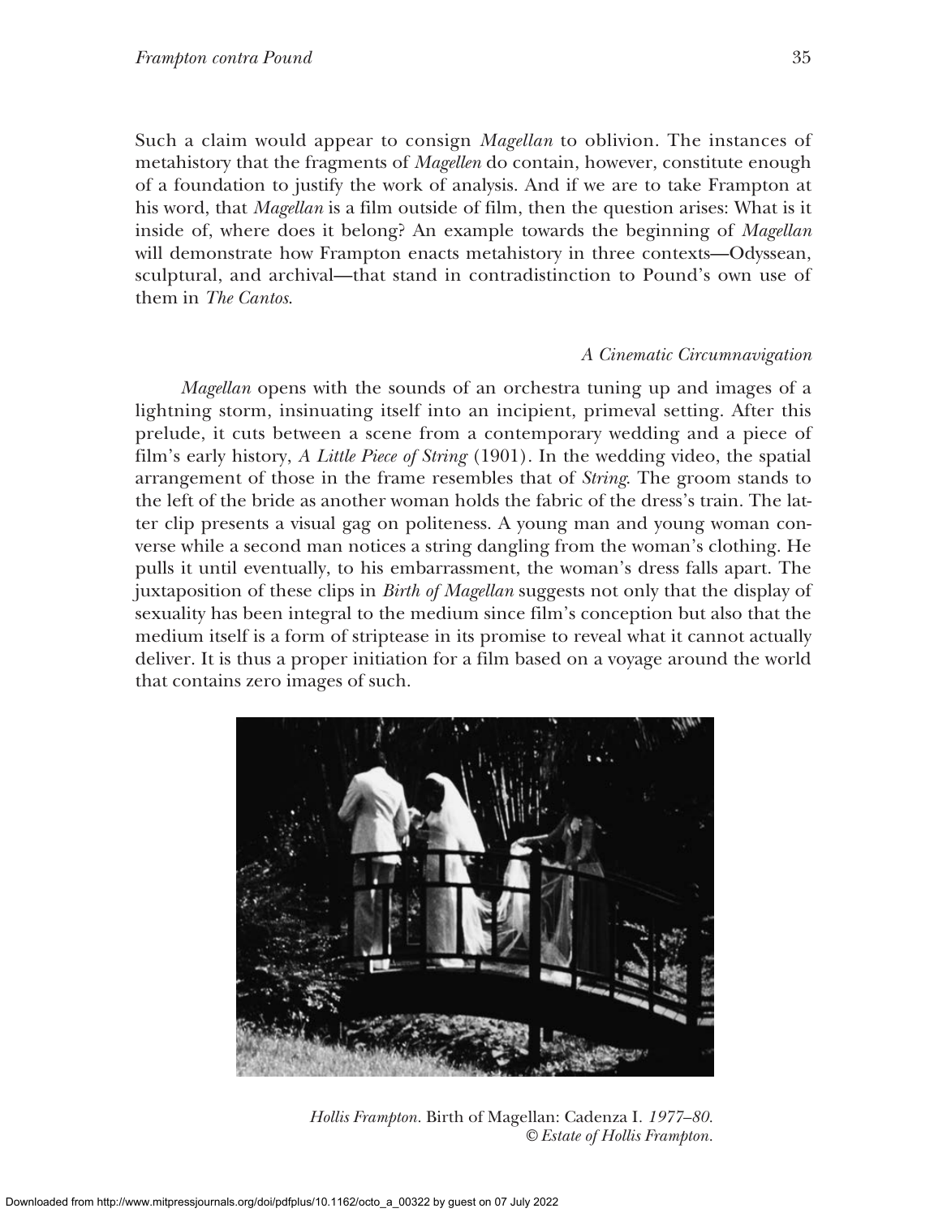Such a claim would appear to consign *Magellan* to oblivion. The instances of metahistory that the fragments of *Magellen* do contain, however, constitute enough of a foundation to justify the work of analysis. And if we are to take Frampton at his word, that *Magellan* is a film outside of film, then the question arises: What is it inside of, where does it belong? An example towards the beginning of *Magellan* will demonstrate how Frampton enacts metahistory in three contexts—Odyssean, sculptural, and archival—that stand in contradistinction to Pound's own use of them in *The Cantos*.

### *A Cinematic Circumnavigation*

*Magellan* opens with the sounds of an orchestra tuning up and images of a lightning storm, insinuating itself into an incipient, primeval setting. After this prelude, it cuts between a scene from a contemporary wedding and a piece of film's early history, *A Little Piece of String* (1901). In the wedding video, the spatial arrangement of those in the frame resembles that of *String*. The groom stands to the left of the bride as another woman holds the fabric of the dress's train. The latter clip presents a visual gag on politeness. A young man and young woman converse while a second man notices a string dangling from the woman's clothing. He pulls it until eventually, to his embarrassment, the woman's dress falls apart. The juxtaposition of these clips in *Birth of Magellan* suggests not only that the display of sexuality has been integral to the medium since film's conception but also that the medium itself is a form of striptease in its promise to reveal what it cannot actually deliver. It is thus a proper initiation for a film based on a voyage around the world that contains zero images of such.

*Hollis Frampton.* Birth of Magellan: Cadenza I. *1977–80.* *© Estate of Hollis Frampton.*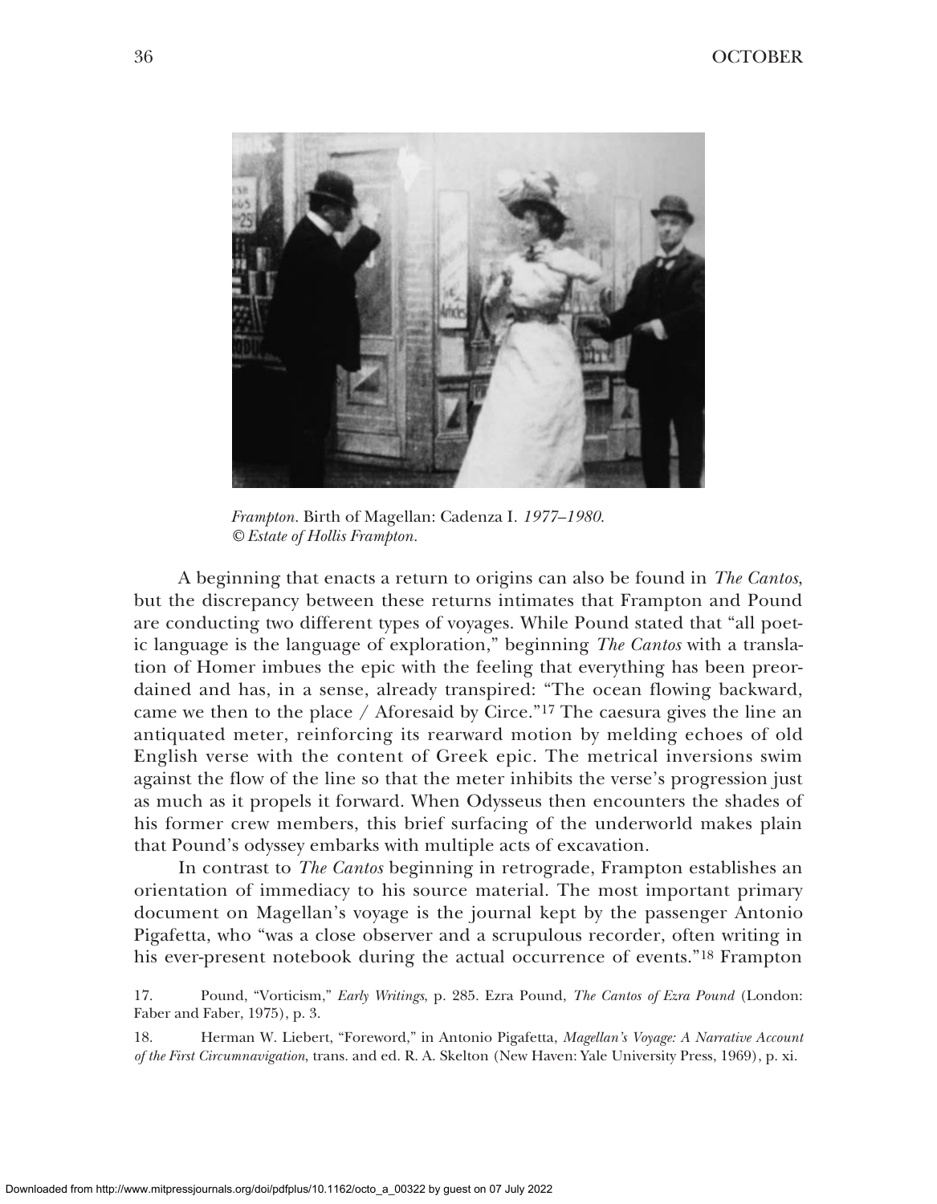*Frampton.* Birth of Magellan: Cadenza I. *1977–1980.*
*© Estate of Hollis Frampton.*

A beginning that enacts a return to origins can also be found in *The Cantos*, but the discrepancy between these returns intimates that Frampton and Pound are conducting two different types of voyages. While Pound stated that "all poetic language is the language of exploration," beginning *The Cantos* with a translation of Homer imbues the epic with the feeling that everything has been preordained and has, in a sense, already transpired: "The ocean flowing backward, came we then to the place / Aforesaid by Circe."[17] The caesura gives the line an antiquated meter, reinforcing its rearward motion by melding echoes of old English verse with the content of Greek epic. The metrical inversions swim against the flow of the line so that the meter inhibits the verse's progression just as much as it propels it forward. When Odysseus then encounters the shades of his former crew members, this brief surfacing of the underworld makes plain that Pound's odyssey embarks with multiple acts of excavation.

In contrast to *The Cantos* beginning in retrograde, Frampton establishes an orientation of immediacy to his source material. The most important primary document on Magellan's voyage is the journal kept by the passenger Antonio Pigafetta, who "was a close observer and a scrupulous recorder, often writing in his ever-present notebook during the actual occurrence of events."[18] Frampton

17. Pound, "Vorticism," *Early Writings*, p. 285. Ezra Pound, *The Cantos of Ezra Pound* (London: Faber and Faber, 1975), p. 3.

18. Herman W. Liebert, "Foreword," in Antonio Pigafetta, *Magellan's Voyage: A Narrative Account of the First Circumnavigation*, trans. and ed. R. A. Skelton (New Haven: Yale University Press, 1969), p. xi.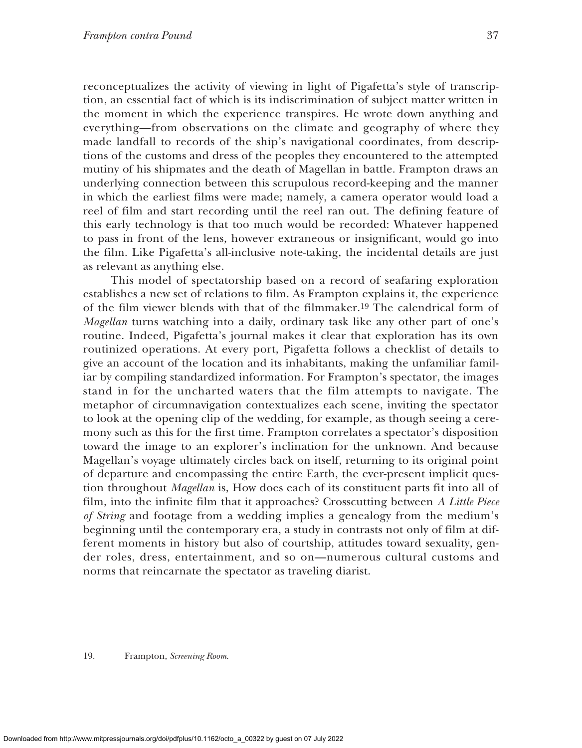reconceptualizes the activity of viewing in light of Pigafetta's style of transcription, an essential fact of which is its indiscrimination of subject matter written in the moment in which the experience transpires. He wrote down anything and everything—from observations on the climate and geography of where they made landfall to records of the ship's navigational coordinates, from descriptions of the customs and dress of the peoples they encountered to the attempted mutiny of his shipmates and the death of Magellan in battle. Frampton draws an underlying connection between this scrupulous record-keeping and the manner in which the earliest films were made; namely, a camera operator would load a reel of film and start recording until the reel ran out. The defining feature of this early technology is that too much would be recorded: Whatever happened to pass in front of the lens, however extraneous or insignificant, would go into the film. Like Pigafetta's all-inclusive note-taking, the incidental details are just as relevant as anything else.

This model of spectatorship based on a record of seafaring exploration establishes a new set of relations to film. As Frampton explains it, the experience of the film viewer blends with that of the filmmaker.[19] The calendrical form of *Magellan* turns watching into a daily, ordinary task like any other part of one's routine. Indeed, Pigafetta's journal makes it clear that exploration has its own routinized operations. At every port, Pigafetta follows a checklist of details to give an account of the location and its inhabitants, making the unfamiliar familiar by compiling standardized information. For Frampton's spectator, the images stand in for the uncharted waters that the film attempts to navigate. The metaphor of circumnavigation contextualizes each scene, inviting the spectator to look at the opening clip of the wedding, for example, as though seeing a ceremony such as this for the first time. Frampton correlates a spectator's disposition toward the image to an explorer's inclination for the unknown. And because Magellan's voyage ultimately circles back on itself, returning to its original point of departure and encompassing the entire Earth, the ever-present implicit question throughout *Magellan* is, How does each of its constituent parts fit into all of film, into the infinite film that it approaches? Crosscutting between *A Little Piece of String* and footage from a wedding implies a genealogy from the medium's beginning until the contemporary era, a study in contrasts not only of film at different moments in history but also of courtship, attitudes toward sexuality, gender roles, dress, entertainment, and so on—numerous cultural customs and norms that reincarnate the spectator as traveling diarist.

19. Frampton, *Screening Room*.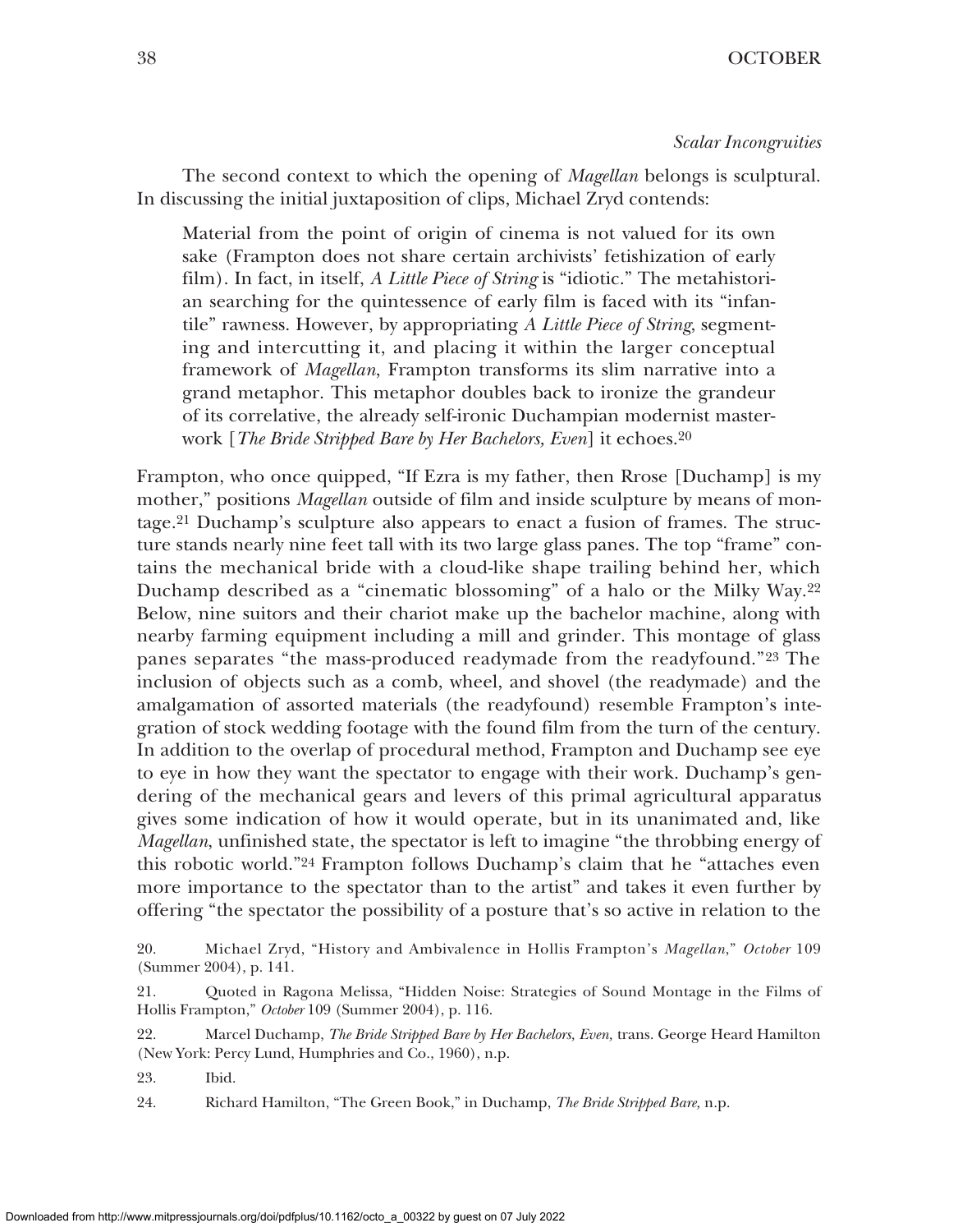*Scalar Incongruities*

The second context to which the opening of *Magellan* belongs is sculptural. In discussing the initial juxtaposition of clips, Michael Zryd contends:

> Material from the point of origin of cinema is not valued for its own sake (Frampton does not share certain archivists' fetishization of early film). In fact, in itself, *A Little Piece of String* is "idiotic." The metahistorian searching for the quintessence of early film is faced with its "infantile" rawness. However, by appropriating *A Little Piece of String*, segmenting and intercutting it, and placing it within the larger conceptual framework of *Magellan*, Frampton transforms its slim narrative into a grand metaphor. This metaphor doubles back to ironize the grandeur of its correlative, the already self-ironic Duchampian modernist masterwork [*The Bride Stripped Bare by Her Bachelors, Even*] it echoes.[20]

Frampton, who once quipped, "If Ezra is my father, then Rrose [Duchamp] is my mother," positions *Magellan* outside of film and inside sculpture by means of montage.[21] Duchamp's sculpture also appears to enact a fusion of frames. The structure stands nearly nine feet tall with its two large glass panes. The top "frame" contains the mechanical bride with a cloud-like shape trailing behind her, which Duchamp described as a "cinematic blossoming" of a halo or the Milky Way.[22] Below, nine suitors and their chariot make up the bachelor machine, along with nearby farming equipment including a mill and grinder. This montage of glass panes separates "the mass-produced readymade from the readyfound."[23] The inclusion of objects such as a comb, wheel, and shovel (the readymade) and the amalgamation of assorted materials (the readyfound) resemble Frampton's integration of stock wedding footage with the found film from the turn of the century. In addition to the overlap of procedural method, Frampton and Duchamp see eye to eye in how they want the spectator to engage with their work. Duchamp's gendering of the mechanical gears and levers of this primal agricultural apparatus gives some indication of how it would operate, but in its unanimated and, like *Magellan*, unfinished state, the spectator is left to imagine "the throbbing energy of this robotic world."[24] Frampton follows Duchamp's claim that he "attaches even more importance to the spectator than to the artist" and takes it even further by offering "the spectator the possibility of a posture that's so active in relation to the

20. Michael Zryd, "History and Ambivalence in Hollis Frampton's *Magellan*," *October* 109 (Summer 2004), p. 141.

21. Quoted in Ragona Melissa, "Hidden Noise: Strategies of Sound Montage in the Films of Hollis Frampton," *October* 109 (Summer 2004), p. 116.

22. Marcel Duchamp, *The Bride Stripped Bare by Her Bachelors, Even,* trans. George Heard Hamilton (New York: Percy Lund, Humphries and Co., 1960), n.p.

23. Ibid.

24. Richard Hamilton, "The Green Book," in Duchamp, *The Bride Stripped Bare,* n.p.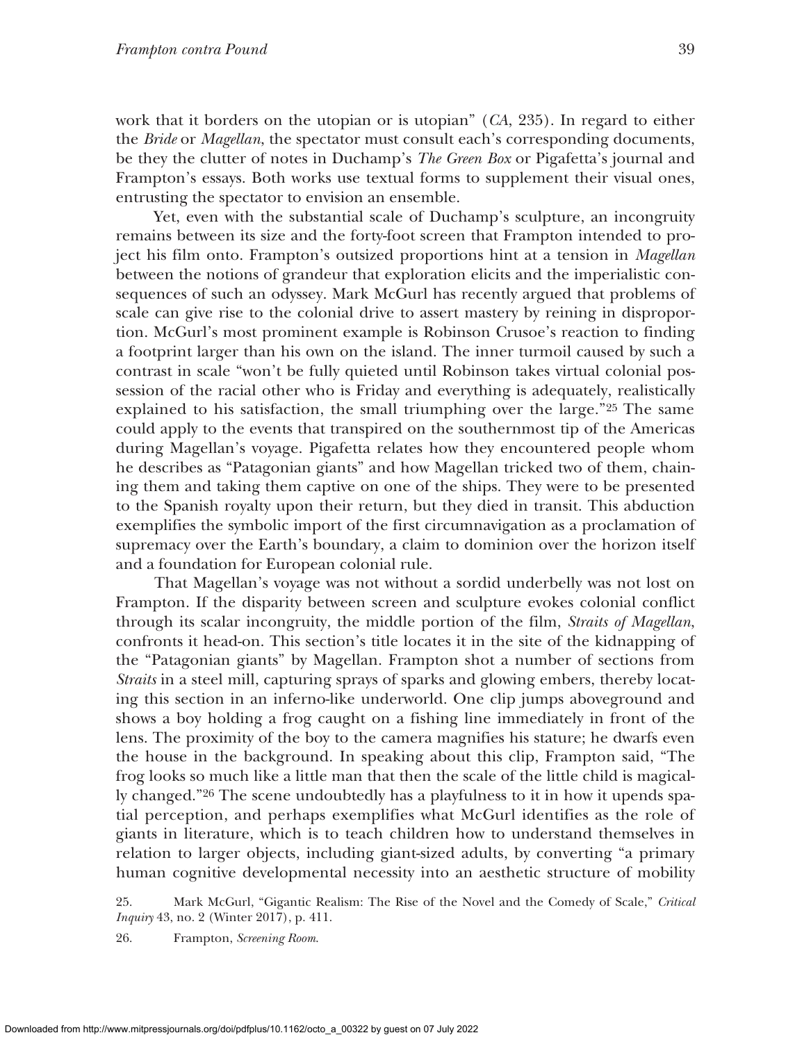work that it borders on the utopian or is utopian" (*CA*, 235). In regard to either the *Bride* or *Magellan*, the spectator must consult each's corresponding documents, be they the clutter of notes in Duchamp's *The Green Box* or Pigafetta's journal and Frampton's essays. Both works use textual forms to supplement their visual ones, entrusting the spectator to envision an ensemble.

Yet, even with the substantial scale of Duchamp's sculpture, an incongruity remains between its size and the forty-foot screen that Frampton intended to project his film onto. Frampton's outsized proportions hint at a tension in *Magellan* between the notions of grandeur that exploration elicits and the imperialistic consequences of such an odyssey. Mark McGurl has recently argued that problems of scale can give rise to the colonial drive to assert mastery by reining in disproportion. McGurl's most prominent example is Robinson Crusoe's reaction to finding a footprint larger than his own on the island. The inner turmoil caused by such a contrast in scale "won't be fully quieted until Robinson takes virtual colonial possession of the racial other who is Friday and everything is adequately, realistically explained to his satisfaction, the small triumphing over the large."[25] The same could apply to the events that transpired on the southernmost tip of the Americas during Magellan's voyage. Pigafetta relates how they encountered people whom he describes as "Patagonian giants" and how Magellan tricked two of them, chaining them and taking them captive on one of the ships. They were to be presented to the Spanish royalty upon their return, but they died in transit. This abduction exemplifies the symbolic import of the first circumnavigation as a proclamation of supremacy over the Earth's boundary, a claim to dominion over the horizon itself and a foundation for European colonial rule.

That Magellan's voyage was not without a sordid underbelly was not lost on Frampton. If the disparity between screen and sculpture evokes colonial conflict through its scalar incongruity, the middle portion of the film, *Straits of Magellan*, confronts it head-on. This section's title locates it in the site of the kidnapping of the "Patagonian giants" by Magellan. Frampton shot a number of sections from *Straits* in a steel mill, capturing sprays of sparks and glowing embers, thereby locating this section in an inferno-like underworld. One clip jumps aboveground and shows a boy holding a frog caught on a fishing line immediately in front of the lens. The proximity of the boy to the camera magnifies his stature; he dwarfs even the house in the background. In speaking about this clip, Frampton said, "The frog looks so much like a little man that then the scale of the little child is magically changed."[26] The scene undoubtedly has a playfulness to it in how it upends spatial perception, and perhaps exemplifies what McGurl identifies as the role of giants in literature, which is to teach children how to understand themselves in relation to larger objects, including giant-sized adults, by converting "a primary human cognitive developmental necessity into an aesthetic structure of mobility

25. Mark McGurl, "Gigantic Realism: The Rise of the Novel and the Comedy of Scale," *Critical Inquiry* 43, no. 2 (Winter 2017), p. 411.

26. Frampton, *Screening Room.*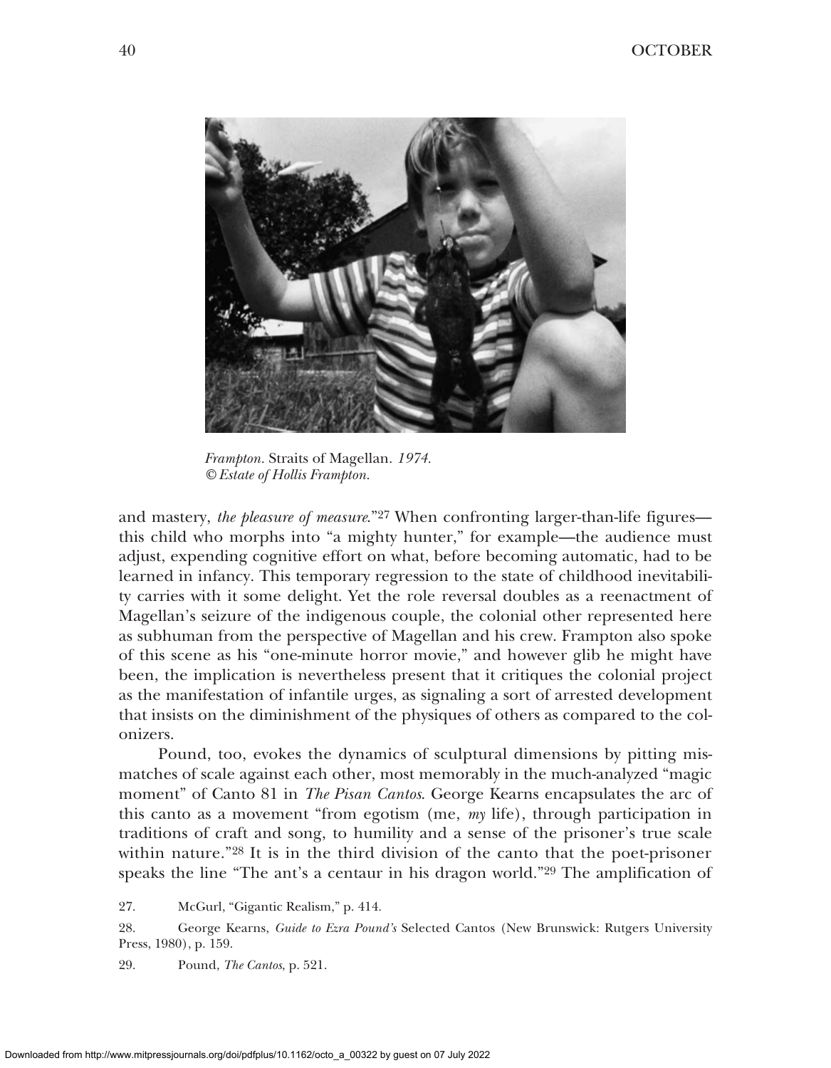*Frampton.* Straits of Magellan. *1974.*
*© Estate of Hollis Frampton.*

and mastery, *the pleasure of measure*."[27] When confronting larger-than-life figures—this child who morphs into "a mighty hunter," for example—the audience must adjust, expending cognitive effort on what, before becoming automatic, had to be learned in infancy. This temporary regression to the state of childhood inevitability carries with it some delight. Yet the role reversal doubles as a reenactment of Magellan's seizure of the indigenous couple, the colonial other represented here as subhuman from the perspective of Magellan and his crew. Frampton also spoke of this scene as his "one-minute horror movie," and however glib he might have been, the implication is nevertheless present that it critiques the colonial project as the manifestation of infantile urges, as signaling a sort of arrested development that insists on the diminishment of the physiques of others as compared to the colonizers.

Pound, too, evokes the dynamics of sculptural dimensions by pitting mismatches of scale against each other, most memorably in the much-analyzed "magic moment" of Canto 81 in *The Pisan Cantos*. George Kearns encapsulates the arc of this canto as a movement "from egotism (me, *my* life), through participation in traditions of craft and song, to humility and a sense of the prisoner's true scale within nature."[28] It is in the third division of the canto that the poet-prisoner speaks the line "The ant's a centaur in his dragon world."[29] The amplification of

27. McGurl, "Gigantic Realism," p. 414.

28. George Kearns, *Guide to Ezra Pound's* Selected Cantos (New Brunswick: Rutgers University Press, 1980), p. 159.

29. Pound, *The Cantos*, p. 521.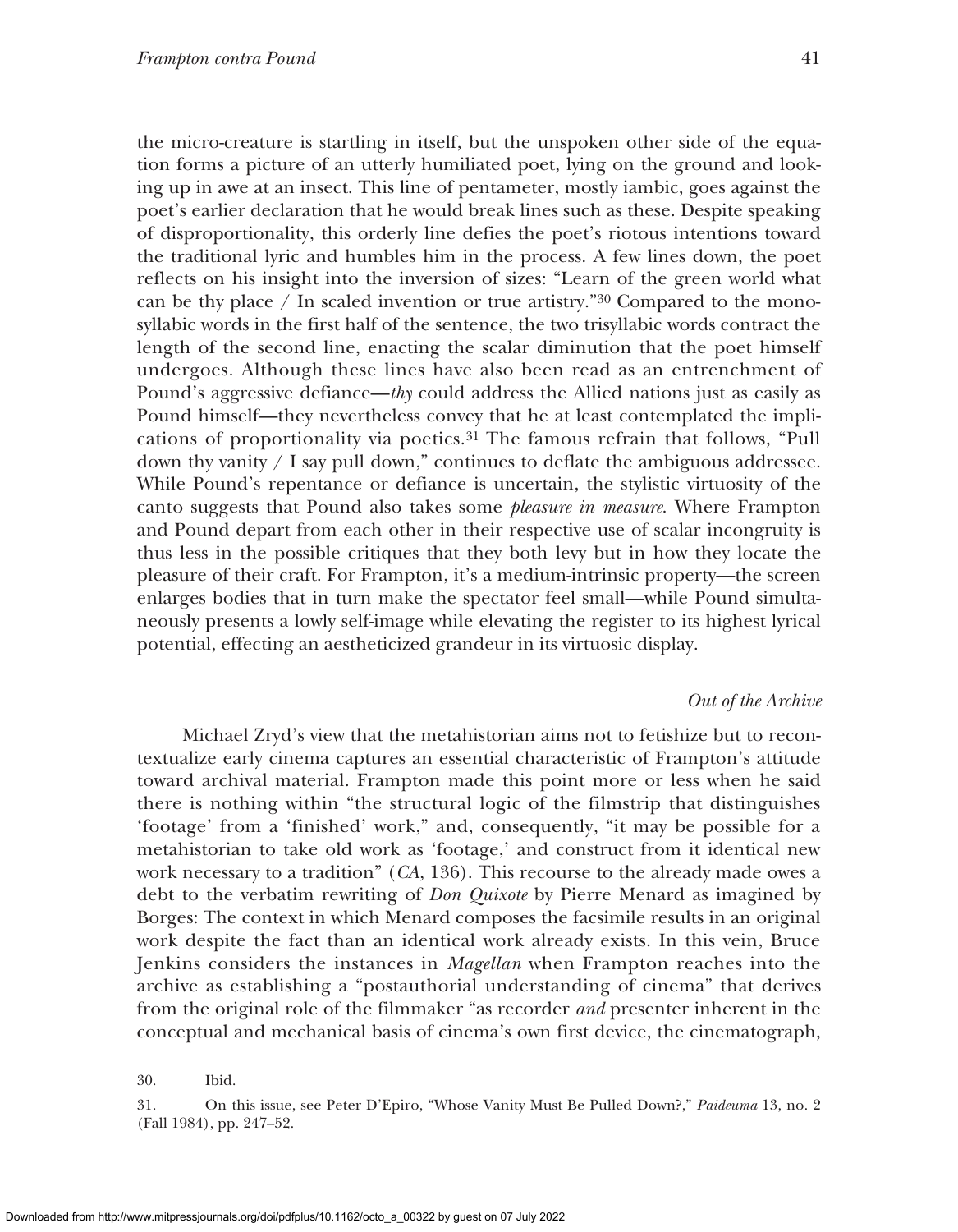the micro-creature is startling in itself, but the unspoken other side of the equation forms a picture of an utterly humiliated poet, lying on the ground and looking up in awe at an insect. This line of pentameter, mostly iambic, goes against the poet's earlier declaration that he would break lines such as these. Despite speaking of disproportionality, this orderly line defies the poet's riotous intentions toward the traditional lyric and humbles him in the process. A few lines down, the poet reflects on his insight into the inversion of sizes: "Learn of the green world what can be thy place / In scaled invention or true artistry."[30] Compared to the monosyllabic words in the first half of the sentence, the two trisyllabic words contract the length of the second line, enacting the scalar diminution that the poet himself undergoes. Although these lines have also been read as an entrenchment of Pound's aggressive defiance—*thy* could address the Allied nations just as easily as Pound himself—they nevertheless convey that he at least contemplated the implications of proportionality via poetics.[31] The famous refrain that follows, "Pull down thy vanity / I say pull down," continues to deflate the ambiguous addressee. While Pound's repentance or defiance is uncertain, the stylistic virtuosity of the canto suggests that Pound also takes some *pleasure in measure*. Where Frampton and Pound depart from each other in their respective use of scalar incongruity is thus less in the possible critiques that they both levy but in how they locate the pleasure of their craft. For Frampton, it's a medium-intrinsic property—the screen enlarges bodies that in turn make the spectator feel small—while Pound simultaneously presents a lowly self-image while elevating the register to its highest lyrical potential, effecting an aestheticized grandeur in its virtuosic display.

### *Out of the Archive*

Michael Zryd's view that the metahistorian aims not to fetishize but to recontextualize early cinema captures an essential characteristic of Frampton's attitude toward archival material. Frampton made this point more or less when he said there is nothing within "the structural logic of the filmstrip that distinguishes 'footage' from a 'finished' work," and, consequently, "it may be possible for a metahistorian to take old work as 'footage,' and construct from it identical new work necessary to a tradition" (*CA*, 136). This recourse to the already made owes a debt to the verbatim rewriting of *Don Quixote* by Pierre Menard as imagined by Borges: The context in which Menard composes the facsimile results in an original work despite the fact than an identical work already exists. In this vein, Bruce Jenkins considers the instances in *Magellan* when Frampton reaches into the archive as establishing a "postauthorial understanding of cinema" that derives from the original role of the filmmaker "as recorder *and* presenter inherent in the conceptual and mechanical basis of cinema's own first device, the cinematograph,

30. Ibid.

31. On this issue, see Peter D'Epiro, "Whose Vanity Must Be Pulled Down?," *Paideuma* 13, no. 2 (Fall 1984), pp. 247–52.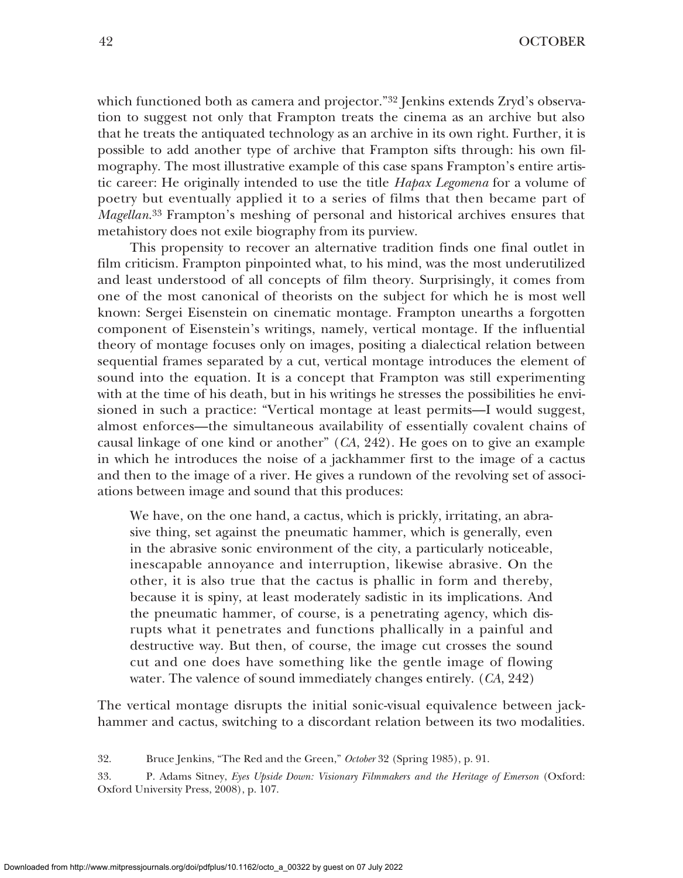which functioned both as camera and projector."[32] Jenkins extends Zryd's observation to suggest not only that Frampton treats the cinema as an archive but also that he treats the antiquated technology as an archive in its own right. Further, it is possible to add another type of archive that Frampton sifts through: his own filmography. The most illustrative example of this case spans Frampton's entire artistic career: He originally intended to use the title *Hapax Legomena* for a volume of poetry but eventually applied it to a series of films that then became part of *Magellan*.[33] Frampton's meshing of personal and historical archives ensures that metahistory does not exile biography from its purview.

This propensity to recover an alternative tradition finds one final outlet in film criticism. Frampton pinpointed what, to his mind, was the most underutilized and least understood of all concepts of film theory. Surprisingly, it comes from one of the most canonical of theorists on the subject for which he is most well known: Sergei Eisenstein on cinematic montage. Frampton unearths a forgotten component of Eisenstein's writings, namely, vertical montage. If the influential theory of montage focuses only on images, positing a dialectical relation between sequential frames separated by a cut, vertical montage introduces the element of sound into the equation. It is a concept that Frampton was still experimenting with at the time of his death, but in his writings he stresses the possibilities he envisioned in such a practice: "Vertical montage at least permits—I would suggest, almost enforces—the simultaneous availability of essentially covalent chains of causal linkage of one kind or another" (*CA*, 242). He goes on to give an example in which he introduces the noise of a jackhammer first to the image of a cactus and then to the image of a river. He gives a rundown of the revolving set of associations between image and sound that this produces:

> We have, on the one hand, a cactus, which is prickly, irritating, an abrasive thing, set against the pneumatic hammer, which is generally, even in the abrasive sonic environment of the city, a particularly noticeable, inescapable annoyance and interruption, likewise abrasive. On the other, it is also true that the cactus is phallic in form and thereby, because it is spiny, at least moderately sadistic in its implications. And the pneumatic hammer, of course, is a penetrating agency, which disrupts what it penetrates and functions phallically in a painful and destructive way. But then, of course, the image cut crosses the sound cut and one does have something like the gentle image of flowing water. The valence of sound immediately changes entirely. (*CA*, 242)

The vertical montage disrupts the initial sonic-visual equivalence between jackhammer and cactus, switching to a discordant relation between its two modalities.

32. Bruce Jenkins, "The Red and the Green," *October* 32 (Spring 1985), p. 91.

33. P. Adams Sitney, *Eyes Upside Down: Visionary Filmmakers and the Heritage of Emerson* (Oxford: Oxford University Press, 2008), p. 107.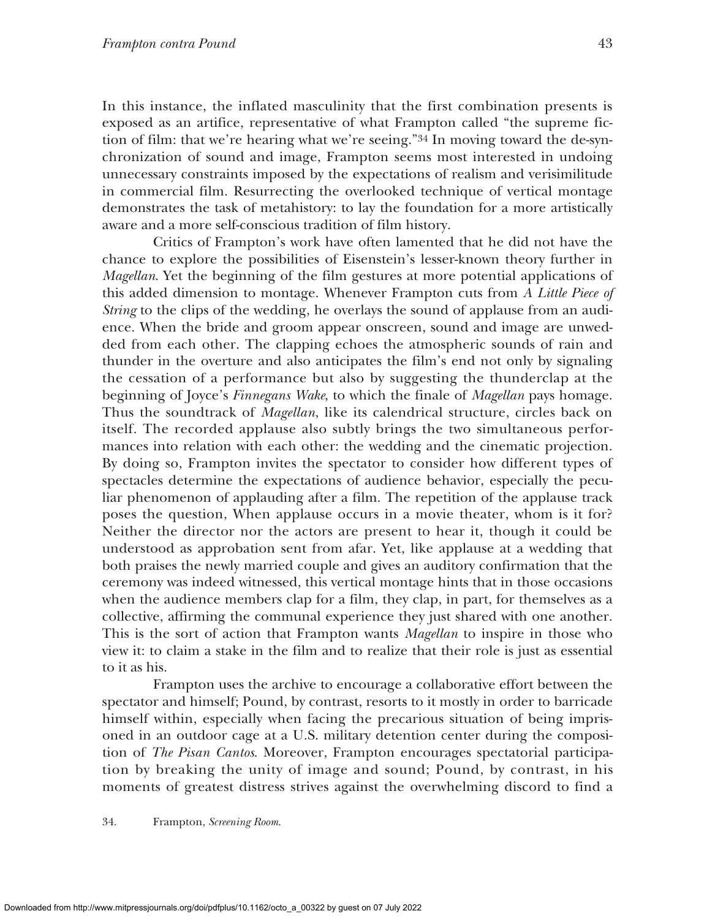In this instance, the inflated masculinity that the first combination presents is exposed as an artifice, representative of what Frampton called "the supreme fiction of film: that we're hearing what we're seeing."[34] In moving toward the de-synchronization of sound and image, Frampton seems most interested in undoing unnecessary constraints imposed by the expectations of realism and verisimilitude in commercial film. Resurrecting the overlooked technique of vertical montage demonstrates the task of metahistory: to lay the foundation for a more artistically aware and a more self-conscious tradition of film history.

Critics of Frampton's work have often lamented that he did not have the chance to explore the possibilities of Eisenstein's lesser-known theory further in *Magellan*. Yet the beginning of the film gestures at more potential applications of this added dimension to montage. Whenever Frampton cuts from *A Little Piece of String* to the clips of the wedding, he overlays the sound of applause from an audience. When the bride and groom appear onscreen, sound and image are unwedded from each other. The clapping echoes the atmospheric sounds of rain and thunder in the overture and also anticipates the film's end not only by signaling the cessation of a performance but also by suggesting the thunderclap at the beginning of Joyce's *Finnegans Wake*, to which the finale of *Magellan* pays homage. Thus the soundtrack of *Magellan*, like its calendrical structure, circles back on itself. The recorded applause also subtly brings the two simultaneous performances into relation with each other: the wedding and the cinematic projection. By doing so, Frampton invites the spectator to consider how different types of spectacles determine the expectations of audience behavior, especially the peculiar phenomenon of applauding after a film. The repetition of the applause track poses the question, When applause occurs in a movie theater, whom is it for? Neither the director nor the actors are present to hear it, though it could be understood as approbation sent from afar. Yet, like applause at a wedding that both praises the newly married couple and gives an auditory confirmation that the ceremony was indeed witnessed, this vertical montage hints that in those occasions when the audience members clap for a film, they clap, in part, for themselves as a collective, affirming the communal experience they just shared with one another. This is the sort of action that Frampton wants *Magellan* to inspire in those who view it: to claim a stake in the film and to realize that their role is just as essential to it as his.

Frampton uses the archive to encourage a collaborative effort between the spectator and himself; Pound, by contrast, resorts to it mostly in order to barricade himself within, especially when facing the precarious situation of being imprisoned in an outdoor cage at a U.S. military detention center during the composition of *The Pisan Cantos*. Moreover, Frampton encourages spectatorial participation by breaking the unity of image and sound; Pound, by contrast, in his moments of greatest distress strives against the overwhelming discord to find a

34. Frampton, *Screening Room*.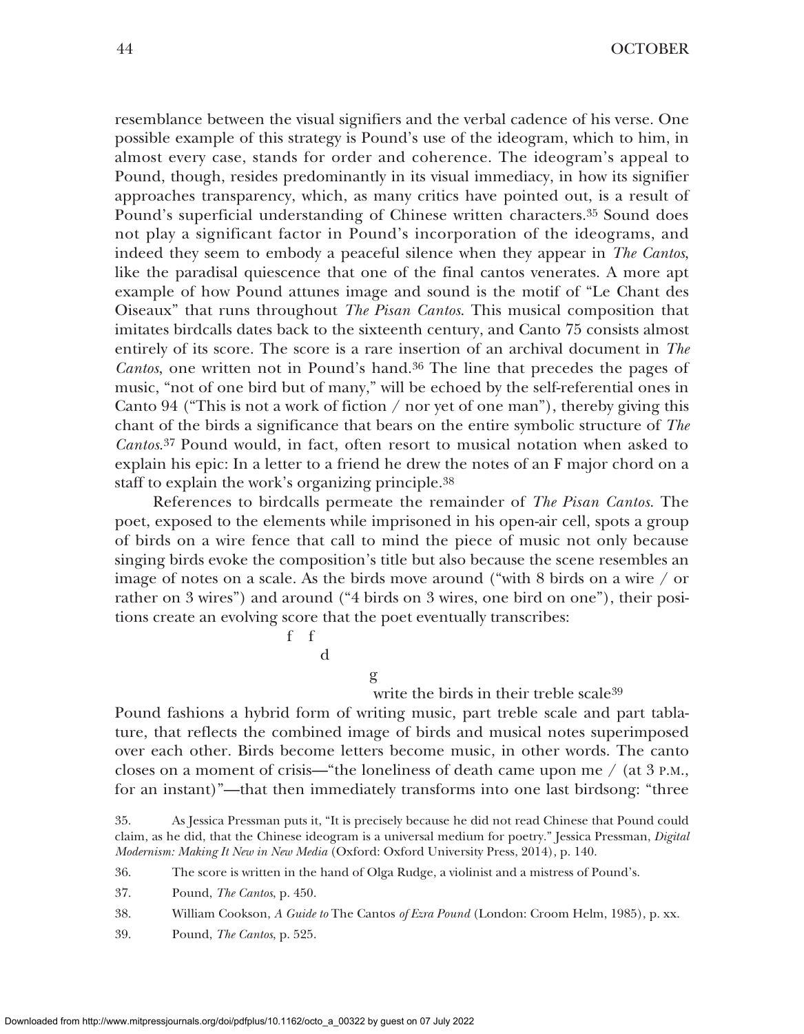resemblance between the visual signifiers and the verbal cadence of his verse. One possible example of this strategy is Pound's use of the ideogram, which to him, in almost every case, stands for order and coherence. The ideogram's appeal to Pound, though, resides predominantly in its visual immediacy, in how its signifier approaches transparency, which, as many critics have pointed out, is a result of Pound's superficial understanding of Chinese written characters.[35] Sound does not play a significant factor in Pound's incorporation of the ideograms, and indeed they seem to embody a peaceful silence when they appear in *The Cantos*, like the paradisal quiescence that one of the final cantos venerates. A more apt example of how Pound attunes image and sound is the motif of "Le Chant des Oiseaux" that runs throughout *The Pisan Cantos*. This musical composition that imitates birdcalls dates back to the sixteenth century, and Canto 75 consists almost entirely of its score. The score is a rare insertion of an archival document in *The Cantos*, one written not in Pound's hand.[36] The line that precedes the pages of music, "not of one bird but of many," will be echoed by the self-referential ones in Canto 94 ("This is not a work of fiction / nor yet of one man"), thereby giving this chant of the birds a significance that bears on the entire symbolic structure of *The Cantos*.[37] Pound would, in fact, often resort to musical notation when asked to explain his epic: In a letter to a friend he drew the notes of an F major chord on a staff to explain the work's organizing principle.[38]

References to birdcalls permeate the remainder of *The Pisan Cantos*. The poet, exposed to the elements while imprisoned in his open-air cell, spots a group of birds on a wire fence that call to mind the piece of music not only because singing birds evoke the composition's title but also because the scene resembles an image of notes on a scale. As the birds move around ("with 8 birds on a wire / or rather on 3 wires") and around ("4 birds on 3 wires, one bird on one"), their positions create an evolving score that the poet eventually transcribes:

```
                  f   f
                        d

                              g
                               write the birds in their treble scale
```
[39]

Pound fashions a hybrid form of writing music, part treble scale and part tablature, that reflects the combined image of birds and musical notes superimposed over each other. Birds become letters become music, in other words. The canto closes on a moment of crisis—"the loneliness of death came upon me / (at 3 P.M., for an instant)"—that then immediately transforms into one last birdsong: "three

35. As Jessica Pressman puts it, "It is precisely because he did not read Chinese that Pound could claim, as he did, that the Chinese ideogram is a universal medium for poetry." Jessica Pressman, *Digital Modernism: Making It New in New Media* (Oxford: Oxford University Press, 2014), p. 140.

36. The score is written in the hand of Olga Rudge, a violinist and a mistress of Pound's.

37. Pound, *The Cantos*, p. 450.

38. William Cookson, *A Guide to* The Cantos *of Ezra Pound* (London: Croom Helm, 1985), p. xx.

39. Pound, *The Cantos*, p. 525.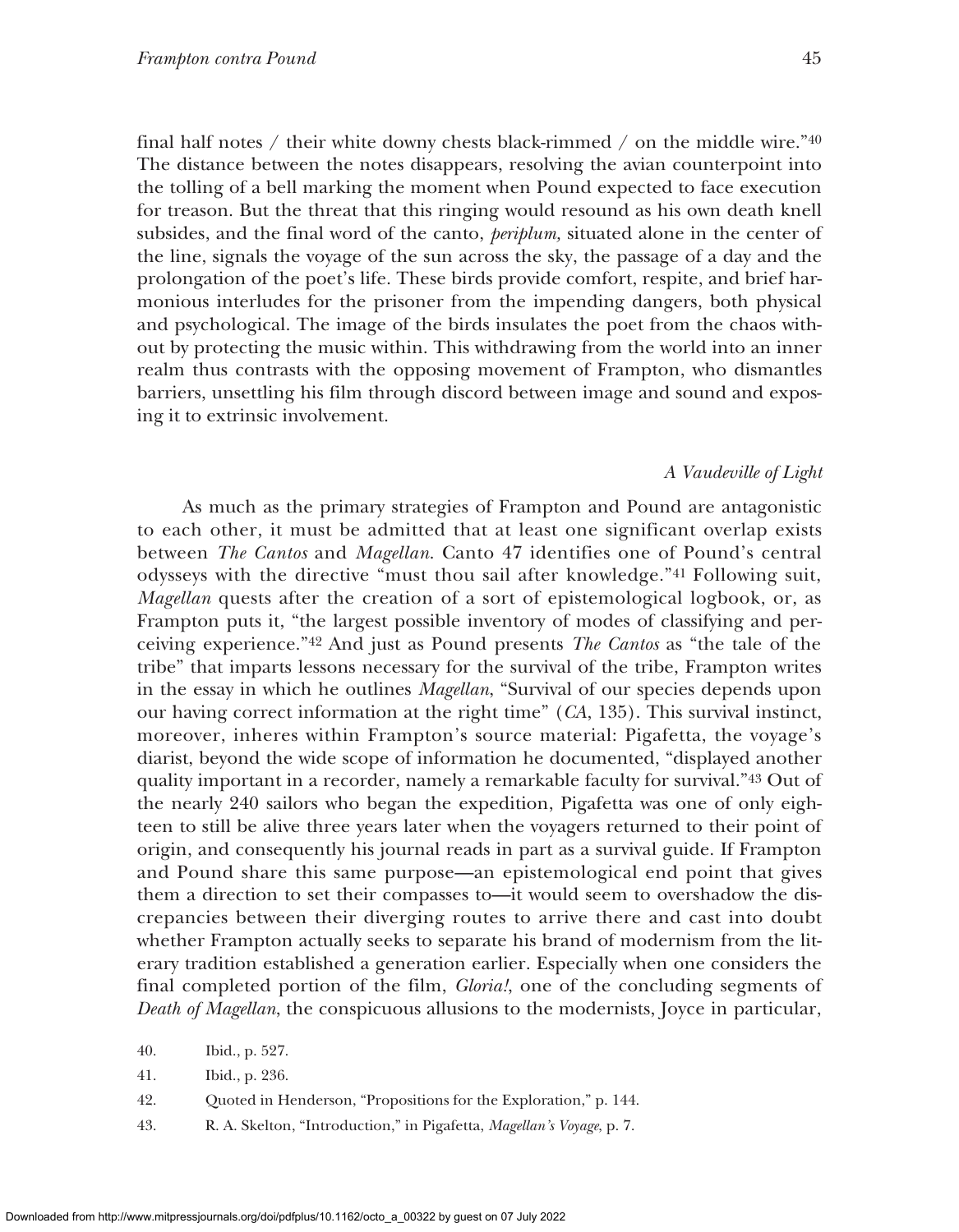final half notes / their white downy chests black-rimmed / on the middle wire."[40] The distance between the notes disappears, resolving the avian counterpoint into the tolling of a bell marking the moment when Pound expected to face execution for treason. But the threat that this ringing would resound as his own death knell subsides, and the final word of the canto, *periplum,* situated alone in the center of the line, signals the voyage of the sun across the sky, the passage of a day and the prolongation of the poet's life. These birds provide comfort, respite, and brief harmonious interludes for the prisoner from the impending dangers, both physical and psychological. The image of the birds insulates the poet from the chaos without by protecting the music within. This withdrawing from the world into an inner realm thus contrasts with the opposing movement of Frampton, who dismantles barriers, unsettling his film through discord between image and sound and exposing it to extrinsic involvement.

### *A Vaudeville of Light*

As much as the primary strategies of Frampton and Pound are antagonistic to each other, it must be admitted that at least one significant overlap exists between *The Cantos* and *Magellan*. Canto 47 identifies one of Pound's central odysseys with the directive "must thou sail after knowledge."[41] Following suit, *Magellan* quests after the creation of a sort of epistemological logbook, or, as Frampton puts it, "the largest possible inventory of modes of classifying and perceiving experience."[42] And just as Pound presents *The Cantos* as "the tale of the tribe" that imparts lessons necessary for the survival of the tribe, Frampton writes in the essay in which he outlines *Magellan*, "Survival of our species depends upon our having correct information at the right time" (*CA*, 135). This survival instinct, moreover, inheres within Frampton's source material: Pigafetta, the voyage's diarist, beyond the wide scope of information he documented, "displayed another quality important in a recorder, namely a remarkable faculty for survival."[43] Out of the nearly 240 sailors who began the expedition, Pigafetta was one of only eighteen to still be alive three years later when the voyagers returned to their point of origin, and consequently his journal reads in part as a survival guide. If Frampton and Pound share this same purpose—an epistemological end point that gives them a direction to set their compasses to—it would seem to overshadow the discrepancies between their diverging routes to arrive there and cast into doubt whether Frampton actually seeks to separate his brand of modernism from the literary tradition established a generation earlier. Especially when one considers the final completed portion of the film, *Gloria!*, one of the concluding segments of *Death of Magellan*, the conspicuous allusions to the modernists, Joyce in particular,

40. Ibid., p. 527.

41. Ibid., p. 236.

42. Quoted in Henderson, "Propositions for the Exploration," p. 144.

43. R. A. Skelton, "Introduction," in Pigafetta, *Magellan's Voyage*, p. 7.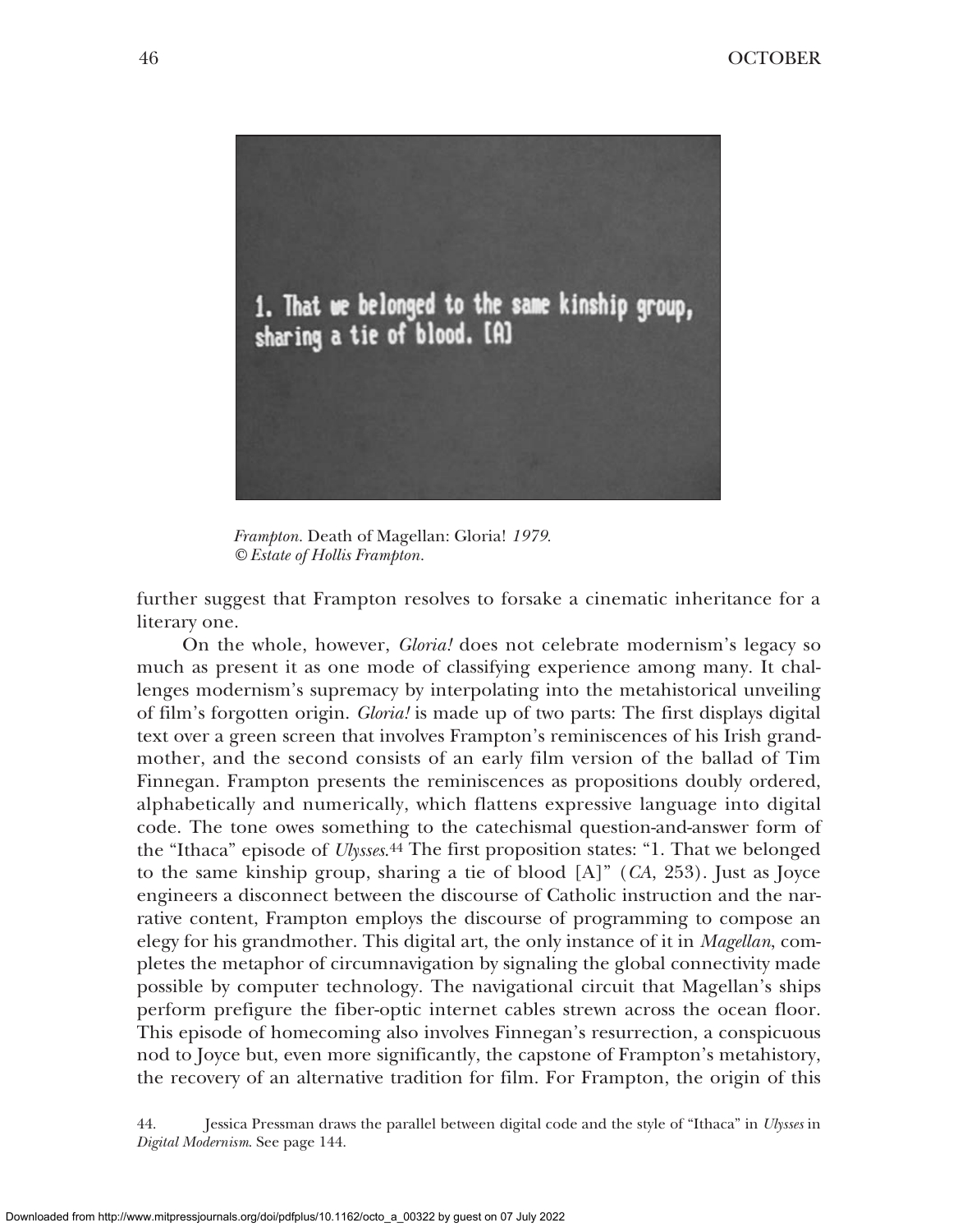1. That we belonged to the same kinship group, sharing a tie of blood. [A]

*Frampton.* Death of Magellan: Gloria! *1979.*
*© Estate of Hollis Frampton.*

further suggest that Frampton resolves to forsake a cinematic inheritance for a literary one.

On the whole, however, *Gloria!* does not celebrate modernism's legacy so much as present it as one mode of classifying experience among many. It challenges modernism's supremacy by interpolating into the metahistorical unveiling of film's forgotten origin. *Gloria!* is made up of two parts: The first displays digital text over a green screen that involves Frampton's reminiscences of his Irish grandmother, and the second consists of an early film version of the ballad of Tim Finnegan. Frampton presents the reminiscences as propositions doubly ordered, alphabetically and numerically, which flattens expressive language into digital code. The tone owes something to the catechismal question-and-answer form of the "Ithaca" episode of *Ulysses*.[44] The first proposition states: "1. That we belonged to the same kinship group, sharing a tie of blood [A]" (*CA*, 253). Just as Joyce engineers a disconnect between the discourse of Catholic instruction and the narrative content, Frampton employs the discourse of programming to compose an elegy for his grandmother. This digital art, the only instance of it in *Magellan*, completes the metaphor of circumnavigation by signaling the global connectivity made possible by computer technology. The navigational circuit that Magellan's ships perform prefigure the fiber-optic internet cables strewn across the ocean floor. This episode of homecoming also involves Finnegan's resurrection, a conspicuous nod to Joyce but, even more significantly, the capstone of Frampton's metahistory, the recovery of an alternative tradition for film. For Frampton, the origin of this

44. Jessica Pressman draws the parallel between digital code and the style of "Ithaca" in *Ulysses* in *Digital Modernism*. See page 144.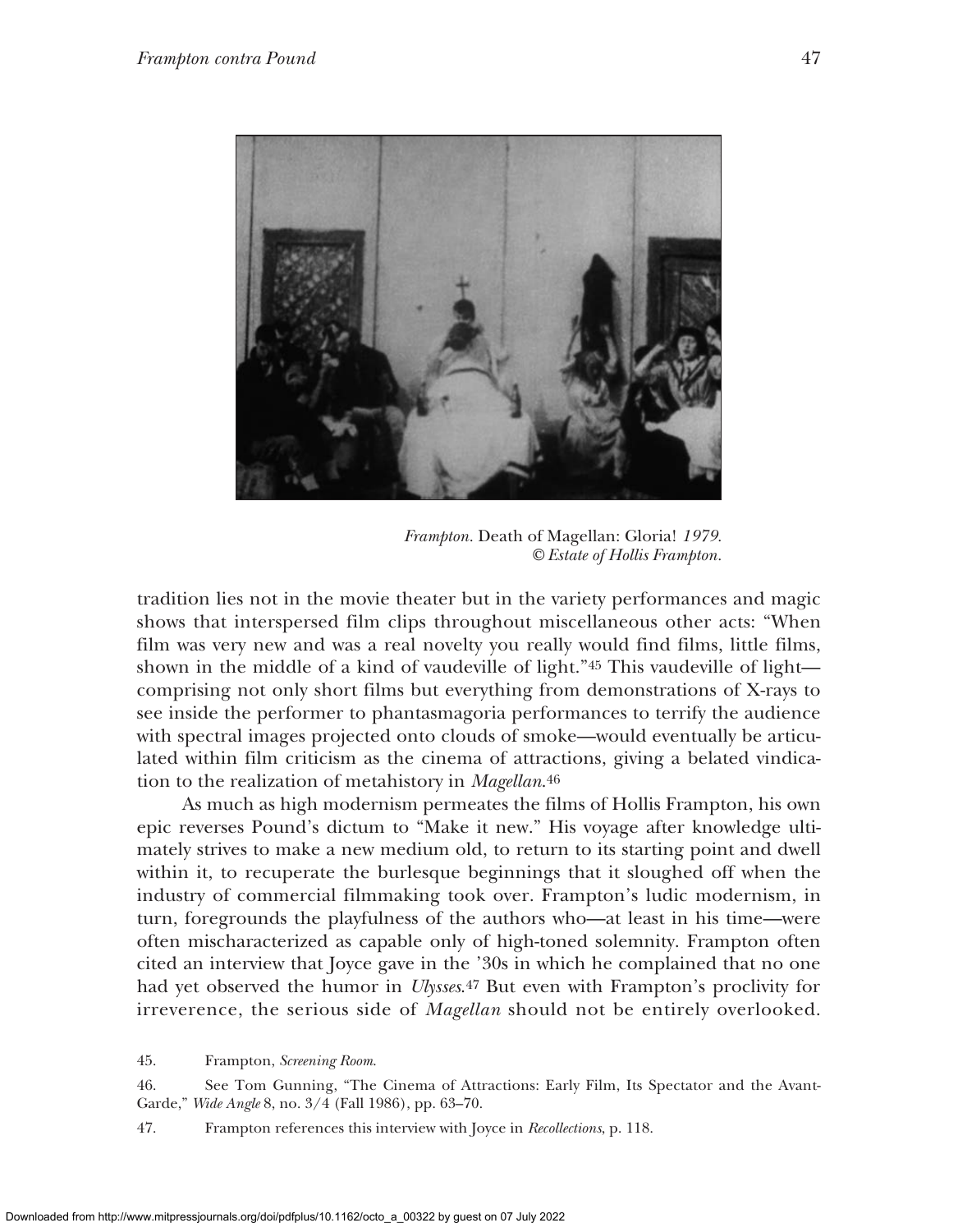*Frampton.* Death of Magellan: Gloria! *1979.*
*© Estate of Hollis Frampton.*

tradition lies not in the movie theater but in the variety performances and magic shows that interspersed film clips throughout miscellaneous other acts: "When film was very new and was a real novelty you really would find films, little films, shown in the middle of a kind of vaudeville of light."[45] This vaudeville of light—comprising not only short films but everything from demonstrations of X-rays to see inside the performer to phantasmagoria performances to terrify the audience with spectral images projected onto clouds of smoke—would eventually be articulated within film criticism as the cinema of attractions, giving a belated vindication to the realization of metahistory in *Magellan*.[46]

As much as high modernism permeates the films of Hollis Frampton, his own epic reverses Pound's dictum to "Make it new." His voyage after knowledge ultimately strives to make a new medium old, to return to its starting point and dwell within it, to recuperate the burlesque beginnings that it sloughed off when the industry of commercial filmmaking took over. Frampton's ludic modernism, in turn, foregrounds the playfulness of the authors who—at least in his time—were often mischaracterized as capable only of high-toned solemnity. Frampton often cited an interview that Joyce gave in the '30s in which he complained that no one had yet observed the humor in *Ulysses*.[47] But even with Frampton's proclivity for irreverence, the serious side of *Magellan* should not be entirely overlooked.

45. Frampton, *Screening Room*.

46. See Tom Gunning, "The Cinema of Attractions: Early Film, Its Spectator and the Avant-Garde," *Wide Angle* 8, no. 3/4 (Fall 1986), pp. 63–70.

47. Frampton references this interview with Joyce in *Recollections*, p. 118.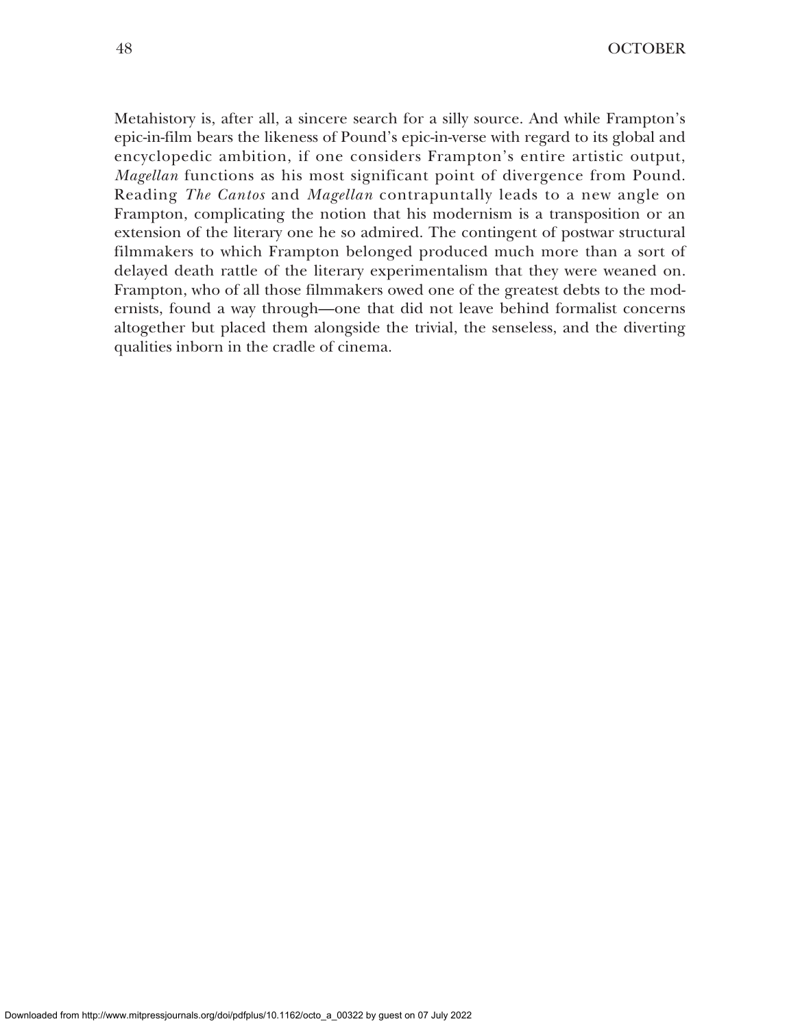Metahistory is, after all, a sincere search for a silly source. And while Frampton's epic-in-film bears the likeness of Pound's epic-in-verse with regard to its global and encyclopedic ambition, if one considers Frampton's entire artistic output, *Magellan* functions as his most significant point of divergence from Pound. Reading *The Cantos* and *Magellan* contrapuntally leads to a new angle on Frampton, complicating the notion that his modernism is a transposition or an extension of the literary one he so admired. The contingent of postwar structural filmmakers to which Frampton belonged produced much more than a sort of delayed death rattle of the literary experimentalism that they were weaned on. Frampton, who of all those filmmakers owed one of the greatest debts to the modernists, found a way through—one that did not leave behind formalist concerns altogether but placed them alongside the trivial, the senseless, and the diverting qualities inborn in the cradle of cinema.